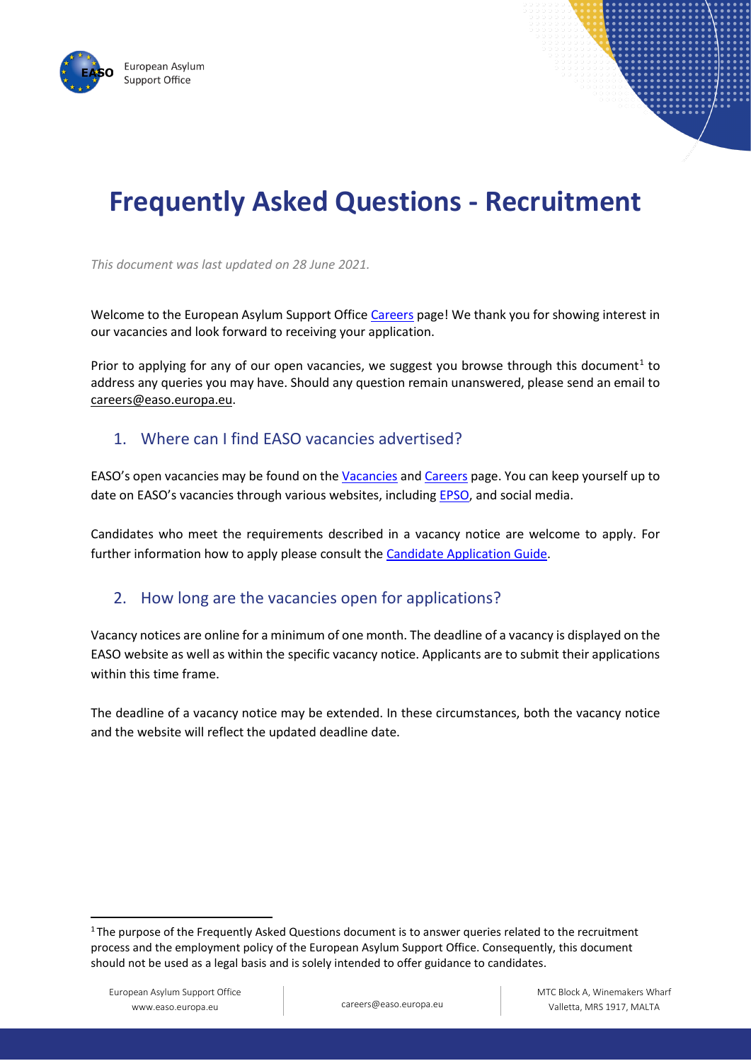# Frequently Asked Questions - Recruitment

*This document was last updated on 28 June 2021.*

Welcome to the European Asylum Support Office Careers page! We thank you for showing interest in our vacancies and look forward to receiving your application.

Prior to applying for any of our open vacancies, we suggest you browse through this document[1] to address any queries you may have. Should any question remain unanswered, please send an email to careers@easo.europa.eu.

## 1. Where can I find EASO vacancies advertised?

EASO's open vacancies may be found on the Vacancies and Careers page. You can keep yourself up to date on EASO's vacancies through various websites, including EPSO, and social media.

Candidates who meet the requirements described in a vacancy notice are welcome to apply. For further information how to apply please consult the Candidate Application Guide.

## 2. How long are the vacancies open for applications?

Vacancy notices are online for a minimum of one month. The deadline of a vacancy is displayed on the EASO website as well as within the specific vacancy notice. Applicants are to submit their applications within this time frame.

The deadline of a vacancy notice may be extended. In these circumstances, both the vacancy notice and the website will reflect the updated deadline date.

---

[1] The purpose of the Frequently Asked Questions document is to answer queries related to the recruitment process and the employment policy of the European Asylum Support Office. Consequently, this document should not be used as a legal basis and is solely intended to offer guidance to candidates.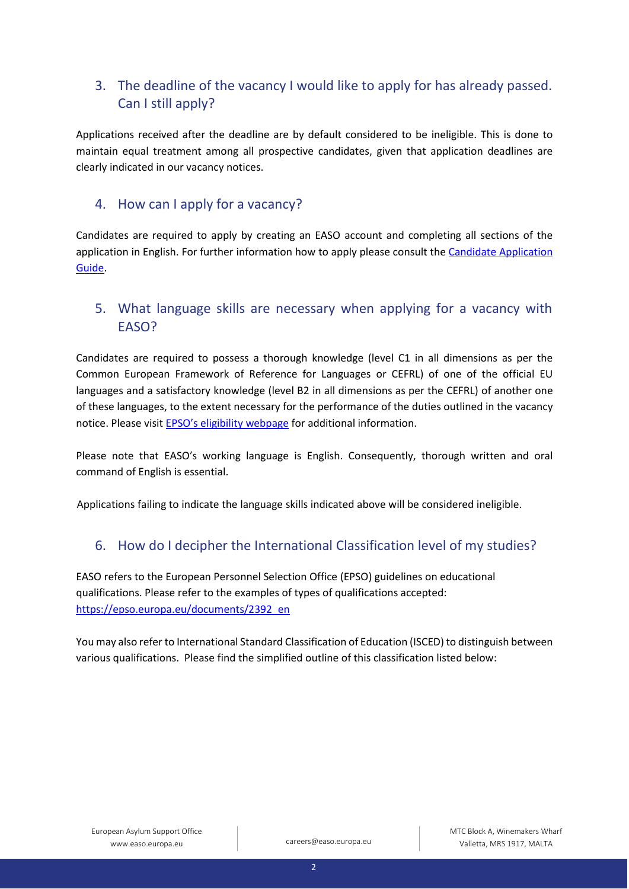## 3. The deadline of the vacancy I would like to apply for has already passed. Can I still apply?

Applications received after the deadline are by default considered to be ineligible. This is done to maintain equal treatment among all prospective candidates, given that application deadlines are clearly indicated in our vacancy notices.

## 4. How can I apply for a vacancy?

Candidates are required to apply by creating an EASO account and completing all sections of the application in English. For further information how to apply please consult the [Candidate Application Guide](Candidate Application Guide).

## 5. What language skills are necessary when applying for a vacancy with EASO?

Candidates are required to possess a thorough knowledge (level C1 in all dimensions as per the Common European Framework of Reference for Languages or CEFRL) of one of the official EU languages and a satisfactory knowledge (level B2 in all dimensions as per the CEFRL) of another one of these languages, to the extent necessary for the performance of the duties outlined in the vacancy notice. Please visit [EPSO's eligibility webpage](EPSO's eligibility webpage) for additional information.

Please note that EASO's working language is English. Consequently, thorough written and oral command of English is essential.

Applications failing to indicate the language skills indicated above will be considered ineligible.

## 6. How do I decipher the International Classification level of my studies?

EASO refers to the European Personnel Selection Office (EPSO) guidelines on educational qualifications. Please refer to the examples of types of qualifications accepted: https://epso.europa.eu/documents/2392_en

You may also refer to International Standard Classification of Education (ISCED) to distinguish between various qualifications. Please find the simplified outline of this classification listed below: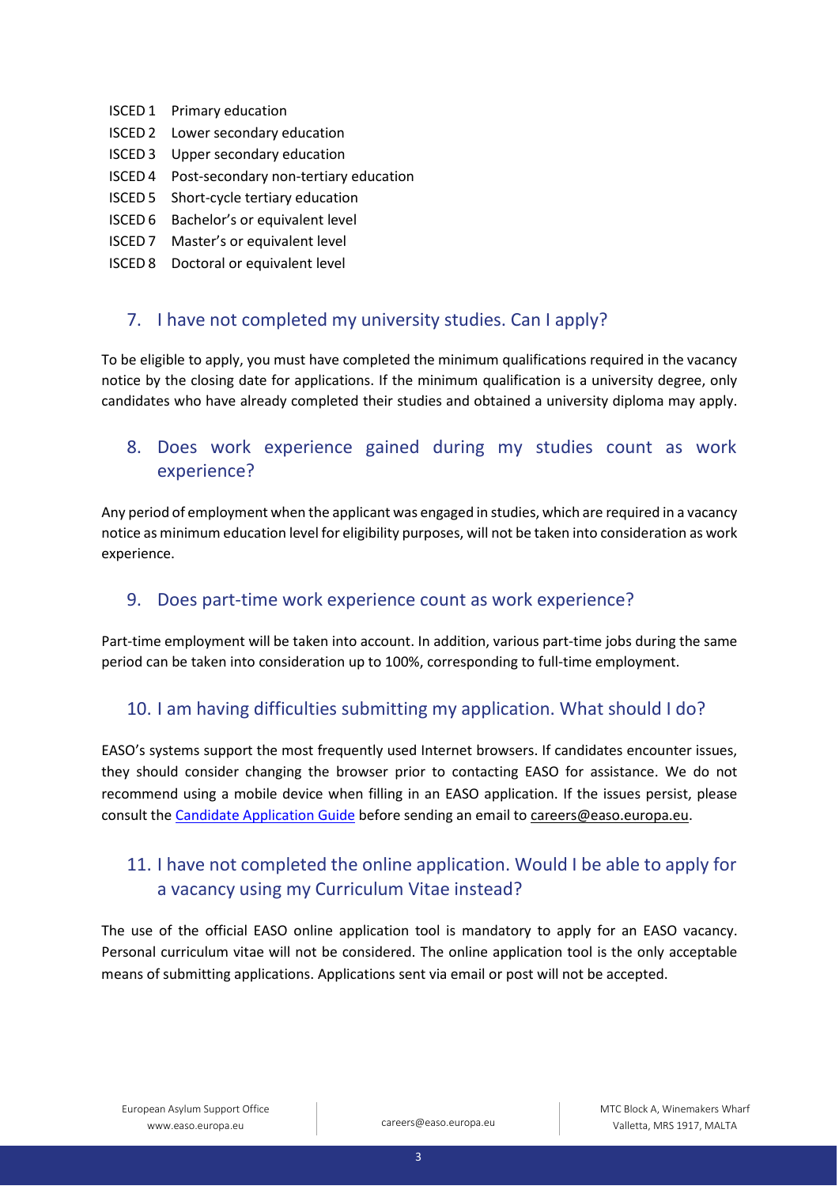| | |
|---|---|
| ISCED 1 | Primary education |
| ISCED 2 | Lower secondary education |
| ISCED 3 | Upper secondary education |
| ISCED 4 | Post-secondary non-tertiary education |
| ISCED 5 | Short-cycle tertiary education |
| ISCED 6 | Bachelor's or equivalent level |
| ISCED 7 | Master's or equivalent level |
| ISCED 8 | Doctoral or equivalent level |

## 7. I have not completed my university studies. Can I apply?

To be eligible to apply, you must have completed the minimum qualifications required in the vacancy notice by the closing date for applications. If the minimum qualification is a university degree, only candidates who have already completed their studies and obtained a university diploma may apply.

## 8. Does work experience gained during my studies count as work experience?

Any period of employment when the applicant was engaged in studies, which are required in a vacancy notice as minimum education level for eligibility purposes, will not be taken into consideration as work experience.

## 9. Does part-time work experience count as work experience?

Part-time employment will be taken into account. In addition, various part-time jobs during the same period can be taken into consideration up to 100%, corresponding to full-time employment.

## 10. I am having difficulties submitting my application. What should I do?

EASO's systems support the most frequently used Internet browsers. If candidates encounter issues, they should consider changing the browser prior to contacting EASO for assistance. We do not recommend using a mobile device when filling in an EASO application. If the issues persist, please consult the Candidate Application Guide before sending an email to careers@easo.europa.eu.

## 11. I have not completed the online application. Would I be able to apply for a vacancy using my Curriculum Vitae instead?

The use of the official EASO online application tool is mandatory to apply for an EASO vacancy. Personal curriculum vitae will not be considered. The online application tool is the only acceptable means of submitting applications. Applications sent via email or post will not be accepted.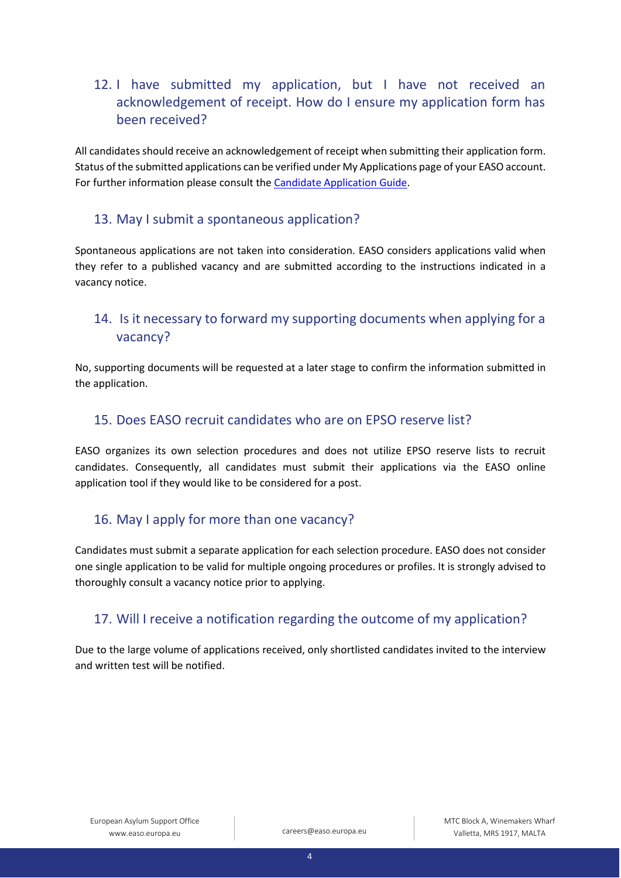## 12. I have submitted my application, but I have not received an acknowledgement of receipt. How do I ensure my application form has been received?

All candidates should receive an acknowledgement of receipt when submitting their application form. Status of the submitted applications can be verified under My Applications page of your EASO account. For further information please consult the [Candidate Application Guide](Candidate Application Guide).

## 13. May I submit a spontaneous application?

Spontaneous applications are not taken into consideration. EASO considers applications valid when they refer to a published vacancy and are submitted according to the instructions indicated in a vacancy notice.

## 14. Is it necessary to forward my supporting documents when applying for a vacancy?

No, supporting documents will be requested at a later stage to confirm the information submitted in the application.

## 15. Does EASO recruit candidates who are on EPSO reserve list?

EASO organizes its own selection procedures and does not utilize EPSO reserve lists to recruit candidates. Consequently, all candidates must submit their applications via the EASO online application tool if they would like to be considered for a post.

## 16. May I apply for more than one vacancy?

Candidates must submit a separate application for each selection procedure. EASO does not consider one single application to be valid for multiple ongoing procedures or profiles. It is strongly advised to thoroughly consult a vacancy notice prior to applying.

## 17. Will I receive a notification regarding the outcome of my application?

Due to the large volume of applications received, only shortlisted candidates invited to the interview and written test will be notified.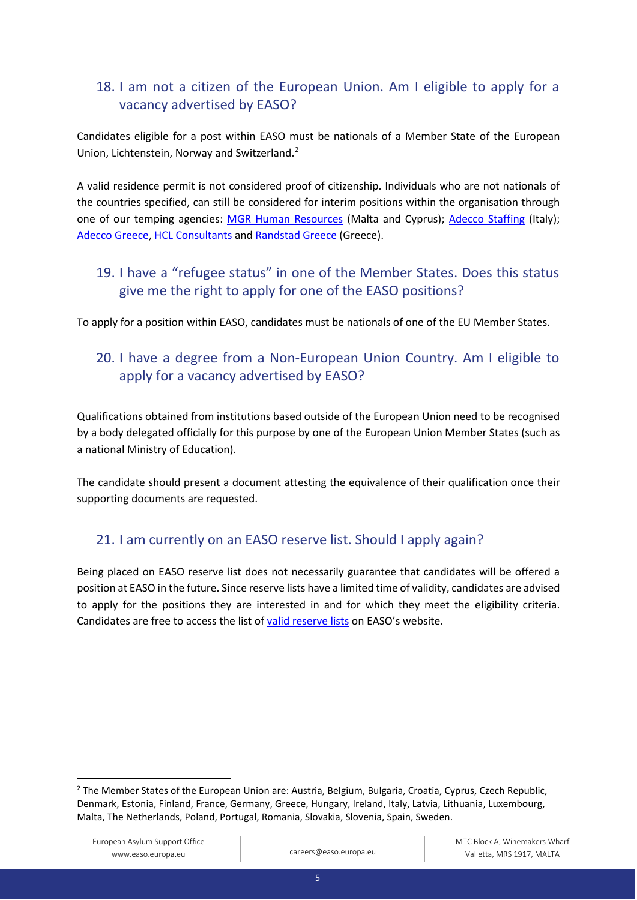## 18. I am not a citizen of the European Union. Am I eligible to apply for a vacancy advertised by EASO?

Candidates eligible for a post within EASO must be nationals of a Member State of the European Union, Lichtenstein, Norway and Switzerland.[2]

A valid residence permit is not considered proof of citizenship. Individuals who are not nationals of the countries specified, can still be considered for interim positions within the organisation through one of our temping agencies: [MGR Human Resources](#) (Malta and Cyprus); [Adecco Staffing](#) (Italy); [Adecco Greece](#), [HCL Consultants](#) and [Randstad Greece](#) (Greece).

## 19. I have a "refugee status" in one of the Member States. Does this status give me the right to apply for one of the EASO positions?

To apply for a position within EASO, candidates must be nationals of one of the EU Member States.

## 20. I have a degree from a Non-European Union Country. Am I eligible to apply for a vacancy advertised by EASO?

Qualifications obtained from institutions based outside of the European Union need to be recognised by a body delegated officially for this purpose by one of the European Union Member States (such as a national Ministry of Education).

The candidate should present a document attesting the equivalence of their qualification once their supporting documents are requested.

## 21. I am currently on an EASO reserve list. Should I apply again?

Being placed on EASO reserve list does not necessarily guarantee that candidates will be offered a position at EASO in the future. Since reserve lists have a limited time of validity, candidates are advised to apply for the positions they are interested in and for which they meet the eligibility criteria. Candidates are free to access the list of [valid reserve lists](#) on EASO's website.

---

[2] The Member States of the European Union are: Austria, Belgium, Bulgaria, Croatia, Cyprus, Czech Republic, Denmark, Estonia, Finland, France, Germany, Greece, Hungary, Ireland, Italy, Latvia, Lithuania, Luxembourg, Malta, The Netherlands, Poland, Portugal, Romania, Slovakia, Slovenia, Spain, Sweden.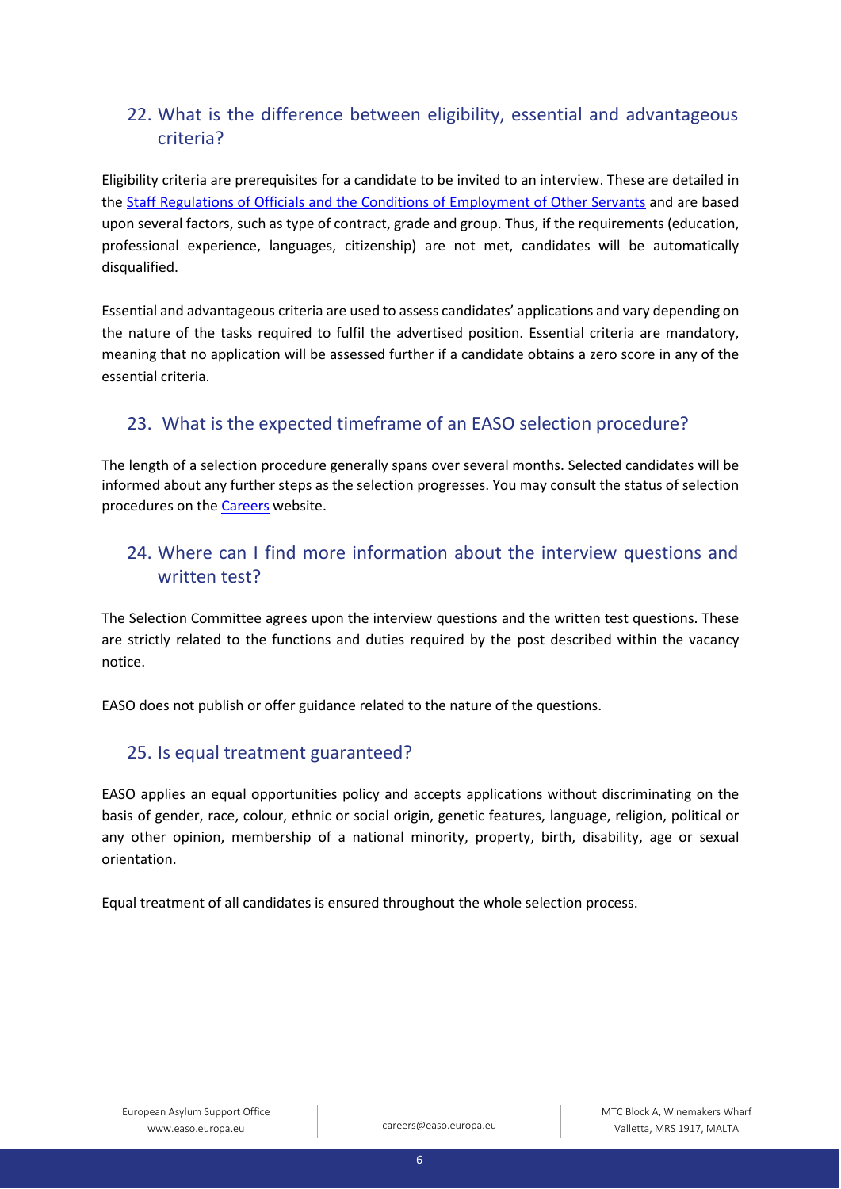## 22. What is the difference between eligibility, essential and advantageous criteria?

Eligibility criteria are prerequisites for a candidate to be invited to an interview. These are detailed in the [Staff Regulations of Officials and the Conditions of Employment of Other Servants] and are based upon several factors, such as type of contract, grade and group. Thus, if the requirements (education, professional experience, languages, citizenship) are not met, candidates will be automatically disqualified.

Essential and advantageous criteria are used to assess candidates' applications and vary depending on the nature of the tasks required to fulfil the advertised position. Essential criteria are mandatory, meaning that no application will be assessed further if a candidate obtains a zero score in any of the essential criteria.

## 23. What is the expected timeframe of an EASO selection procedure?

The length of a selection procedure generally spans over several months. Selected candidates will be informed about any further steps as the selection progresses. You may consult the status of selection procedures on the [Careers] website.

## 24. Where can I find more information about the interview questions and written test?

The Selection Committee agrees upon the interview questions and the written test questions. These are strictly related to the functions and duties required by the post described within the vacancy notice.

EASO does not publish or offer guidance related to the nature of the questions.

## 25. Is equal treatment guaranteed?

EASO applies an equal opportunities policy and accepts applications without discriminating on the basis of gender, race, colour, ethnic or social origin, genetic features, language, religion, political or any other opinion, membership of a national minority, property, birth, disability, age or sexual orientation.

Equal treatment of all candidates is ensured throughout the whole selection process.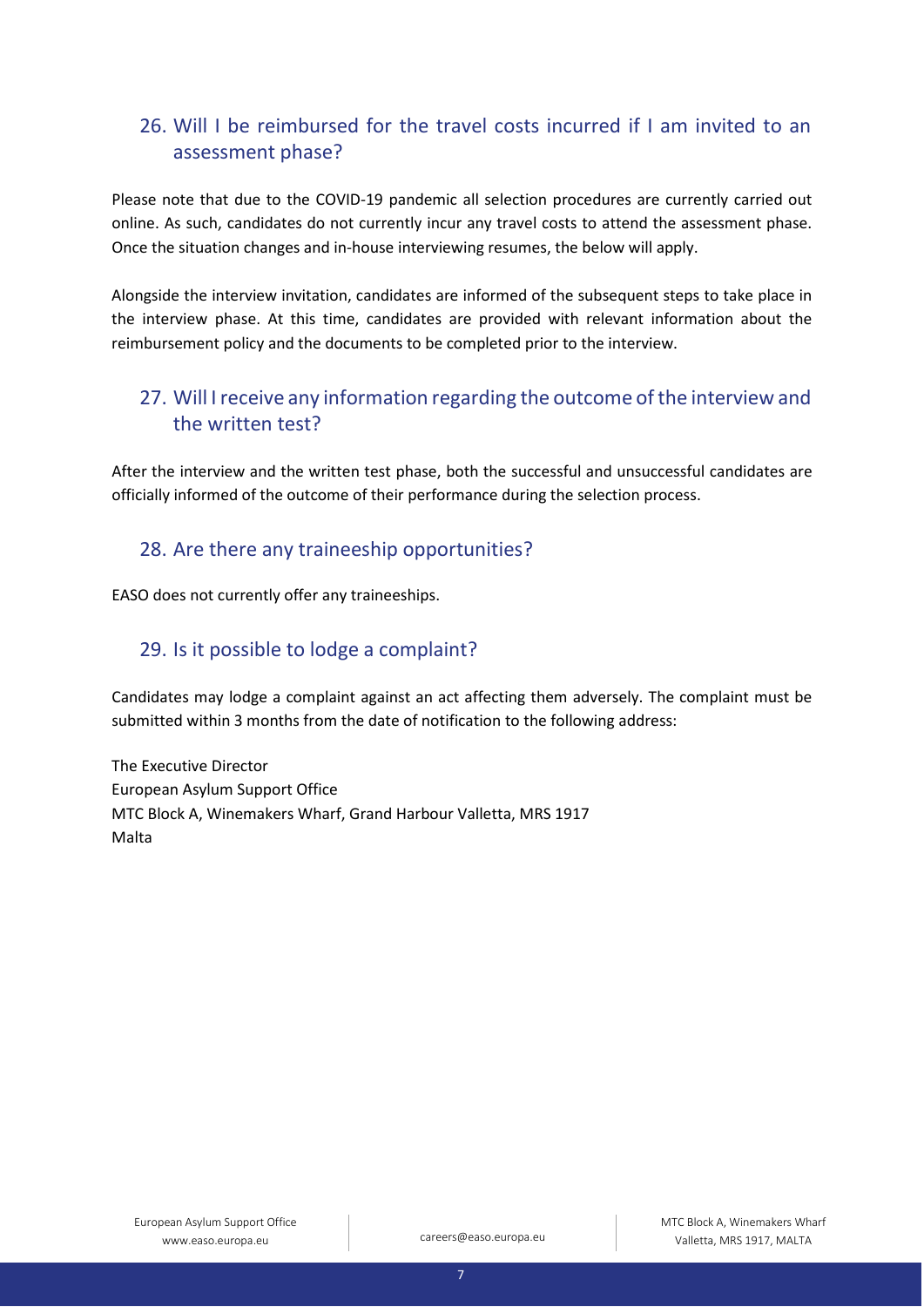## 26. Will I be reimbursed for the travel costs incurred if I am invited to an assessment phase?

Please note that due to the COVID-19 pandemic all selection procedures are currently carried out online. As such, candidates do not currently incur any travel costs to attend the assessment phase. Once the situation changes and in-house interviewing resumes, the below will apply.

Alongside the interview invitation, candidates are informed of the subsequent steps to take place in the interview phase. At this time, candidates are provided with relevant information about the reimbursement policy and the documents to be completed prior to the interview.

## 27. Will I receive any information regarding the outcome of the interview and the written test?

After the interview and the written test phase, both the successful and unsuccessful candidates are officially informed of the outcome of their performance during the selection process.

## 28. Are there any traineeship opportunities?

EASO does not currently offer any traineeships.

## 29. Is it possible to lodge a complaint?

Candidates may lodge a complaint against an act affecting them adversely. The complaint must be submitted within 3 months from the date of notification to the following address:

The Executive Director
European Asylum Support Office
MTC Block A, Winemakers Wharf, Grand Harbour Valletta, MRS 1917
Malta